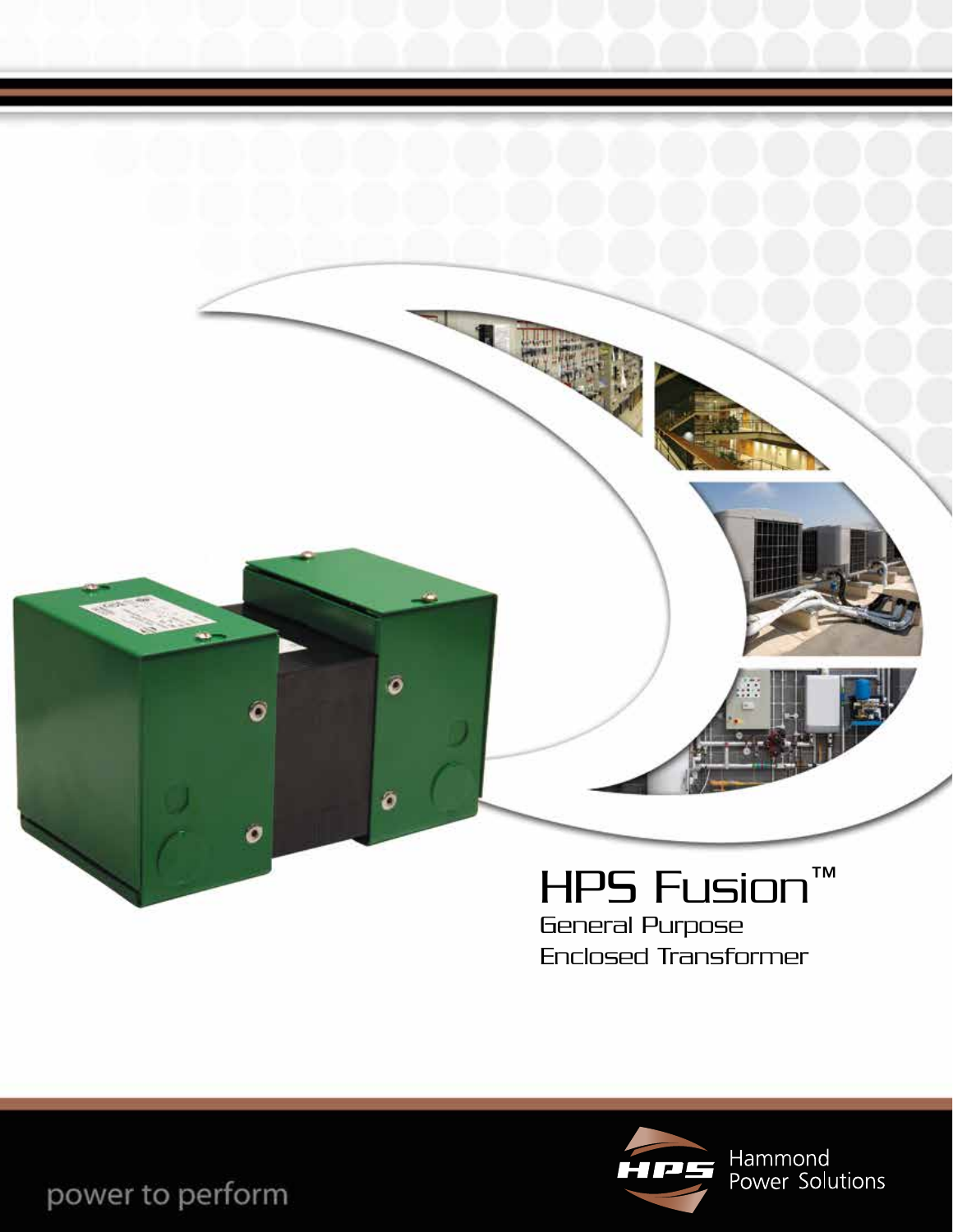# HPS Fusion™

## General Purpose Enclosed Transformer

Hammond Power Solutions

power to perform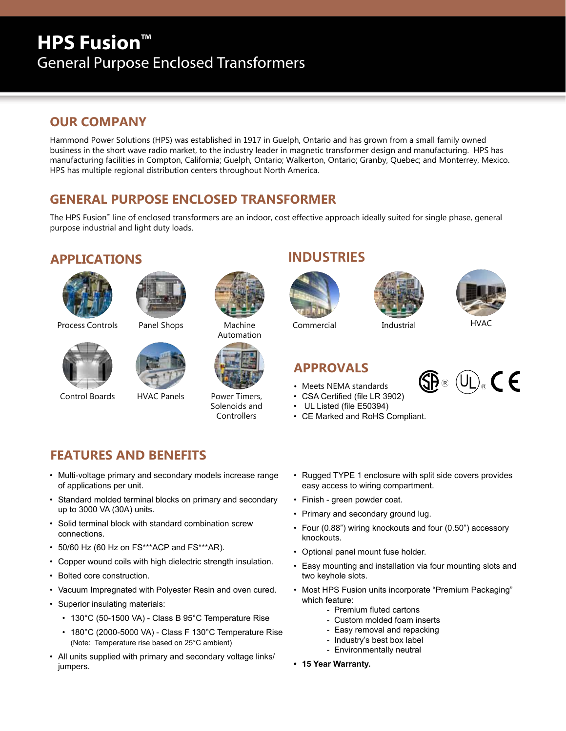# HPS Fusion™

General Purpose Enclosed Transformers

## OUR COMPANY

Hammond Power Solutions (HPS) was established in 1917 in Guelph, Ontario and has grown from a small family owned business in the short wave radio market, to the industry leader in magnetic transformer design and manufacturing. HPS has manufacturing facilities in Compton, California; Guelph, Ontario; Walkerton, Ontario; Granby, Quebec; and Monterrey, Mexico. HPS has multiple regional distribution centers throughout North America.

## GENERAL PURPOSE ENCLOSED TRANSFORMER

The HPS Fusion™ line of enclosed transformers are an indoor, cost effective approach ideally suited for single phase, general purpose industrial and light duty loads.

## APPLICATIONS

Process Controls

Panel Shops

Machine Automation

Control Boards

HVAC Panels

Power Timers, Solenoids and Controllers

## INDUSTRIES

Commercial

Industrial

HVAC

## APPROVALS

- Meets NEMA standards
- CSA Certified (file LR 3902)
- UL Listed (file E50394)
- CE Marked and RoHS Compliant.

## FEATURES AND BENEFITS

- Multi-voltage primary and secondary models increase range of applications per unit.
- Standard molded terminal blocks on primary and secondary up to 3000 VA (30A) units.
- Solid terminal block with standard combination screw connections.
- 50/60 Hz (60 Hz on FS***ACP and FS***AR).
- Copper wound coils with high dielectric strength insulation.
- Bolted core construction.
- Vacuum Impregnated with Polyester Resin and oven cured.
- Superior insulating materials:
  - 130°C (50-1500 VA) - Class B 95°C Temperature Rise
  - 180°C (2000-5000 VA) - Class F 130°C Temperature Rise (Note: Temperature rise based on 25°C ambient)
- All units supplied with primary and secondary voltage links/ jumpers.
- Rugged TYPE 1 enclosure with split side covers provides easy access to wiring compartment.
- Finish - green powder coat.
- Primary and secondary ground lug.
- Four (0.88") wiring knockouts and four (0.50") accessory knockouts.
- Optional panel mount fuse holder.
- Easy mounting and installation via four mounting slots and two keyhole slots.
- Most HPS Fusion units incorporate "Premium Packaging" which feature:
  - Premium fluted cartons
  - Custom molded foam inserts
  - Easy removal and repacking
  - Industry's best box label
  - Environmentally neutral
- **15 Year Warranty.**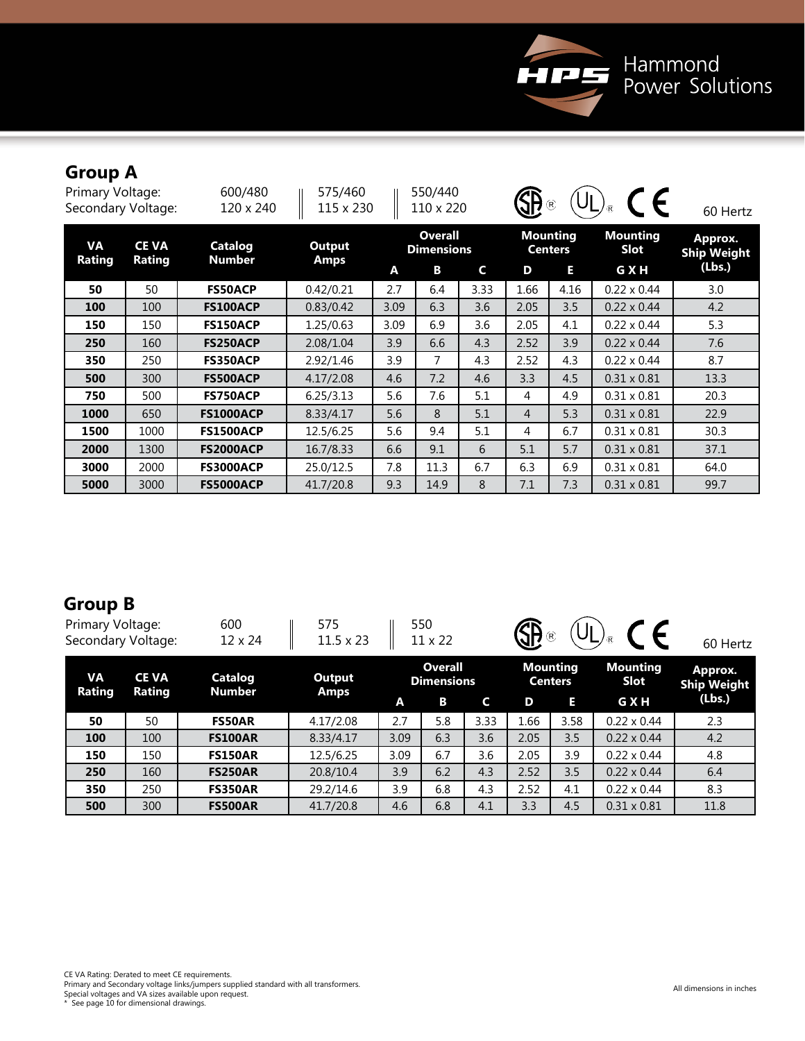## Group A

| Primary Voltage: | 600/480 | 575/460 | 550/440 | 60 Hertz |
|---|---|---|---|---|
| Secondary Voltage: | 120 x 240 | 115 x 230 | 110 x 220 | |

| VA Rating | CE VA Rating | Catalog Number | Output Amps | Overall Dimensions | | | Mounting Centers | | Mounting Slot | Approx. Ship Weight (Lbs.) |
|---|---|---|---|---|---|---|---|---|---|---|
| | | | | A | B | C | D | E | G X H | |
| **50** | 50 | **FS50ACP** | 0.42/0.21 | 2.7 | 6.4 | 3.33 | 1.66 | 4.16 | 0.22 x 0.44 | 3.0 |
| **100** | 100 | **FS100ACP** | 0.83/0.42 | 3.09 | 6.3 | 3.6 | 2.05 | 3.5 | 0.22 x 0.44 | 4.2 |
| **150** | 150 | **FS150ACP** | 1.25/0.63 | 3.09 | 6.9 | 3.6 | 2.05 | 4.1 | 0.22 x 0.44 | 5.3 |
| **250** | 160 | **FS250ACP** | 2.08/1.04 | 3.9 | 6.6 | 4.3 | 2.52 | 3.9 | 0.22 x 0.44 | 7.6 |
| **350** | 250 | **FS350ACP** | 2.92/1.46 | 3.9 | 7 | 4.3 | 2.52 | 4.3 | 0.22 x 0.44 | 8.7 |
| **500** | 300 | **FS500ACP** | 4.17/2.08 | 4.6 | 7.2 | 4.6 | 3.3 | 4.5 | 0.31 x 0.81 | 13.3 |
| **750** | 500 | **FS750ACP** | 6.25/3.13 | 5.6 | 7.6 | 5.1 | 4 | 4.9 | 0.31 x 0.81 | 20.3 |
| **1000** | 650 | **FS1000ACP** | 8.33/4.17 | 5.6 | 8 | 5.1 | 4 | 5.3 | 0.31 x 0.81 | 22.9 |
| **1500** | 1000 | **FS1500ACP** | 12.5/6.25 | 5.6 | 9.4 | 5.1 | 4 | 6.7 | 0.31 x 0.81 | 30.3 |
| **2000** | 1300 | **FS2000ACP** | 16.7/8.33 | 6.6 | 9.1 | 6 | 5.1 | 5.7 | 0.31 x 0.81 | 37.1 |
| **3000** | 2000 | **FS3000ACP** | 25.0/12.5 | 7.8 | 11.3 | 6.7 | 6.3 | 6.9 | 0.31 x 0.81 | 64.0 |
| **5000** | 3000 | **FS5000ACP** | 41.7/20.8 | 9.3 | 14.9 | 8 | 7.1 | 7.3 | 0.31 x 0.81 | 99.7 |

## Group B

| Primary Voltage: | 600 | 575 | 550 | 60 Hertz |
|---|---|---|---|---|
| Secondary Voltage: | 12 x 24 | 11.5 x 23 | 11 x 22 | |

| VA Rating | CE VA Rating | Catalog Number | Output Amps | Overall Dimensions | | | Mounting Centers | | Mounting Slot | Approx. Ship Weight (Lbs.) |
|---|---|---|---|---|---|---|---|---|---|---|
| | | | | A | B | C | D | E | G X H | |
| **50** | 50 | **FS50AR** | 4.17/2.08 | 2.7 | 5.8 | 3.33 | 1.66 | 3.58 | 0.22 x 0.44 | 2.3 |
| **100** | 100 | **FS100AR** | 8.33/4.17 | 3.09 | 6.3 | 3.6 | 2.05 | 3.5 | 0.22 x 0.44 | 4.2 |
| **150** | 150 | **FS150AR** | 12.5/6.25 | 3.09 | 6.7 | 3.6 | 2.05 | 3.9 | 0.22 x 0.44 | 4.8 |
| **250** | 160 | **FS250AR** | 20.8/10.4 | 3.9 | 6.2 | 4.3 | 2.52 | 3.5 | 0.22 x 0.44 | 6.4 |
| **350** | 250 | **FS350AR** | 29.2/14.6 | 3.9 | 6.8 | 4.3 | 2.52 | 4.1 | 0.22 x 0.44 | 8.3 |
| **500** | 300 | **FS500AR** | 41.7/20.8 | 4.6 | 6.8 | 4.1 | 3.3 | 4.5 | 0.31 x 0.81 | 11.8 |

CE VA Rating: Derated to meet CE requirements.
Primary and Secondary voltage links/jumpers supplied standard with all transformers.
Special voltages and VA sizes available upon request.
* See page 10 for dimensional drawings.

All dimensions in inches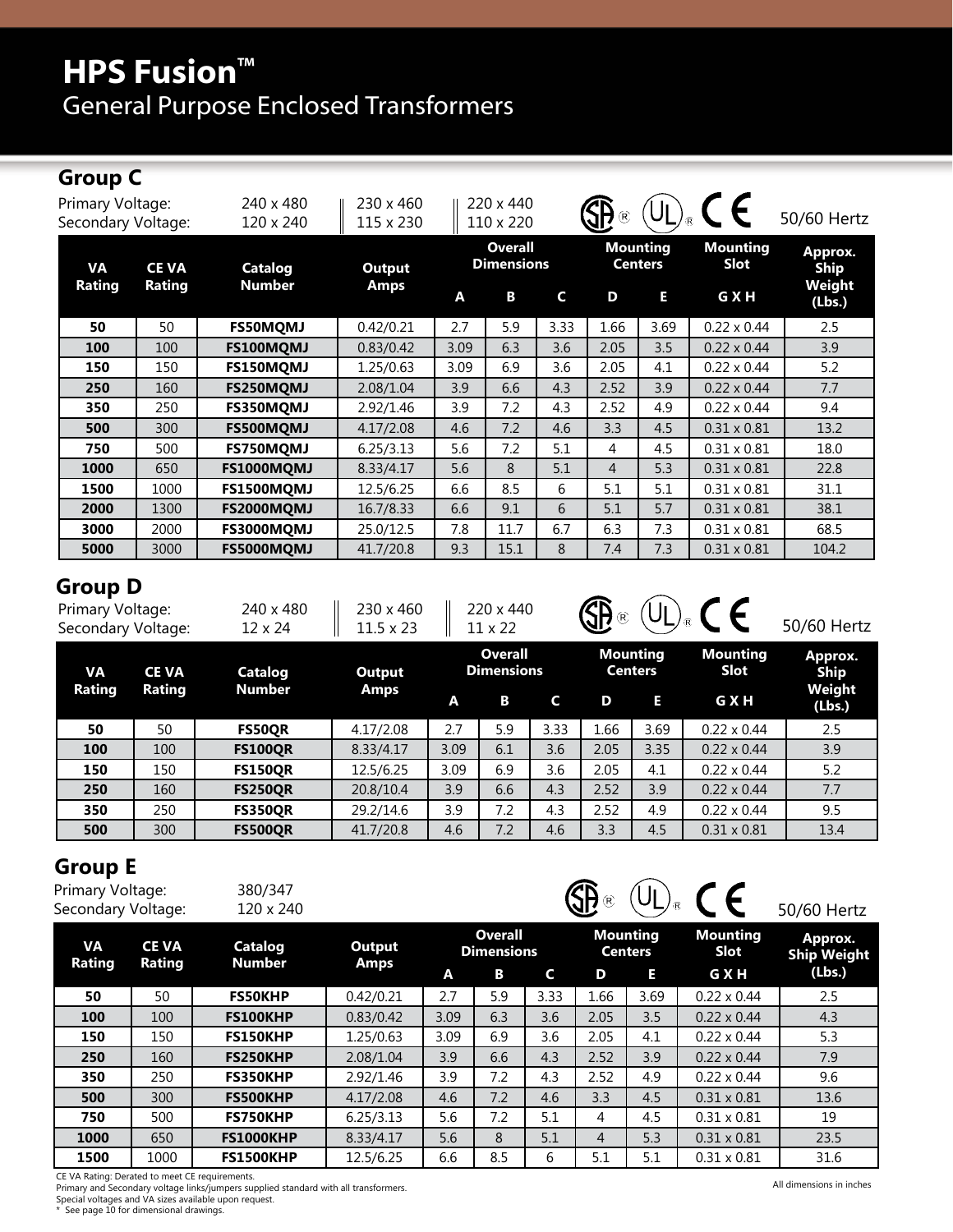# HPS Fusion™

## General Purpose Enclosed Transformers

### Group C

| Primary Voltage: | 240 x 480 | 230 x 460 | 220 x 440 |
|---|---|---|---|
| Secondary Voltage: | 120 x 240 | 115 x 230 | 110 x 220 |

CSA® UL® CE 50/60 Hertz

| VA Rating | CE VA Rating | Catalog Number | Output Amps | Overall Dimensions | | | Mounting Centers | | Mounting Slot | Approx. Ship Weight (Lbs.) |
|---|---|---|---|---|---|---|---|---|---|---|
| | | | | A | B | C | D | E | G X H | |
| **50** | 50 | **FS50MQMJ** | 0.42/0.21 | 2.7 | 5.9 | 3.33 | 1.66 | 3.69 | 0.22 x 0.44 | 2.5 |
| **100** | 100 | **FS100MQMJ** | 0.83/0.42 | 3.09 | 6.3 | 3.6 | 2.05 | 3.5 | 0.22 x 0.44 | 3.9 |
| **150** | 150 | **FS150MQMJ** | 1.25/0.63 | 3.09 | 6.9 | 3.6 | 2.05 | 4.1 | 0.22 x 0.44 | 5.2 |
| **250** | 160 | **FS250MQMJ** | 2.08/1.04 | 3.9 | 6.6 | 4.3 | 2.52 | 3.9 | 0.22 x 0.44 | 7.7 |
| **350** | 250 | **FS350MQMJ** | 2.92/1.46 | 3.9 | 7.2 | 4.3 | 2.52 | 4.9 | 0.22 x 0.44 | 9.4 |
| **500** | 300 | **FS500MQMJ** | 4.17/2.08 | 4.6 | 7.2 | 4.6 | 3.3 | 4.5 | 0.31 x 0.81 | 13.2 |
| **750** | 500 | **FS750MQMJ** | 6.25/3.13 | 5.6 | 7.2 | 5.1 | 4 | 4.5 | 0.31 x 0.81 | 18.0 |
| **1000** | 650 | **FS1000MQMJ** | 8.33/4.17 | 5.6 | 8 | 5.1 | 4 | 5.3 | 0.31 x 0.81 | 22.8 |
| **1500** | 1000 | **FS1500MQMJ** | 12.5/6.25 | 6.6 | 8.5 | 6 | 5.1 | 5.1 | 0.31 x 0.81 | 31.1 |
| **2000** | 1300 | **FS2000MQMJ** | 16.7/8.33 | 6.6 | 9.1 | 6 | 5.1 | 5.7 | 0.31 x 0.81 | 38.1 |
| **3000** | 2000 | **FS3000MQMJ** | 25.0/12.5 | 7.8 | 11.7 | 6.7 | 6.3 | 7.3 | 0.31 x 0.81 | 68.5 |
| **5000** | 3000 | **FS5000MQMJ** | 41.7/20.8 | 9.3 | 15.1 | 8 | 7.4 | 7.3 | 0.31 x 0.81 | 104.2 |

### Group D

| Primary Voltage: | 240 x 480 | 230 x 460 | 220 x 440 |
|---|---|---|---|
| Secondary Voltage: | 12 x 24 | 11.5 x 23 | 11 x 22 |

CSA® UL® CE 50/60 Hertz

| VA Rating | CE VA Rating | Catalog Number | Output Amps | Overall Dimensions | | | Mounting Centers | | Mounting Slot | Approx. Ship Weight (Lbs.) |
|---|---|---|---|---|---|---|---|---|---|---|
| | | | | A | B | C | D | E | G X H | |
| **50** | 50 | **FS50QR** | 4.17/2.08 | 2.7 | 5.9 | 3.33 | 1.66 | 3.69 | 0.22 x 0.44 | 2.5 |
| **100** | 100 | **FS100QR** | 8.33/4.17 | 3.09 | 6.1 | 3.6 | 2.05 | 3.35 | 0.22 x 0.44 | 3.9 |
| **150** | 150 | **FS150QR** | 12.5/6.25 | 3.09 | 6.9 | 3.6 | 2.05 | 4.1 | 0.22 x 0.44 | 5.2 |
| **250** | 160 | **FS250QR** | 20.8/10.4 | 3.9 | 6.6 | 4.3 | 2.52 | 3.9 | 0.22 x 0.44 | 7.7 |
| **350** | 250 | **FS350QR** | 29.2/14.6 | 3.9 | 7.2 | 4.3 | 2.52 | 4.9 | 0.22 x 0.44 | 9.5 |
| **500** | 300 | **FS500QR** | 41.7/20.8 | 4.6 | 7.2 | 4.6 | 3.3 | 4.5 | 0.31 x 0.81 | 13.4 |

### Group E

| Primary Voltage: | 380/347 |
|---|---|
| Secondary Voltage: | 120 x 240 |

CSA® UL® CE 50/60 Hertz

| VA Rating | CE VA Rating | Catalog Number | Output Amps | Overall Dimensions | | | Mounting Centers | | Mounting Slot | Approx. Ship Weight (Lbs.) |
|---|---|---|---|---|---|---|---|---|---|---|
| | | | | A | B | C | D | E | G X H | |
| **50** | 50 | **FS50KHP** | 0.42/0.21 | 2.7 | 5.9 | 3.33 | 1.66 | 3.69 | 0.22 x 0.44 | 2.5 |
| **100** | 100 | **FS100KHP** | 0.83/0.42 | 3.09 | 6.3 | 3.6 | 2.05 | 3.5 | 0.22 x 0.44 | 4.3 |
| **150** | 150 | **FS150KHP** | 1.25/0.63 | 3.09 | 6.9 | 3.6 | 2.05 | 4.1 | 0.22 x 0.44 | 5.3 |
| **250** | 160 | **FS250KHP** | 2.08/1.04 | 3.9 | 6.6 | 4.3 | 2.52 | 3.9 | 0.22 x 0.44 | 7.9 |
| **350** | 250 | **FS350KHP** | 2.92/1.46 | 3.9 | 7.2 | 4.3 | 2.52 | 4.9 | 0.22 x 0.44 | 9.6 |
| **500** | 300 | **FS500KHP** | 4.17/2.08 | 4.6 | 7.2 | 4.6 | 3.3 | 4.5 | 0.31 x 0.81 | 13.6 |
| **750** | 500 | **FS750KHP** | 6.25/3.13 | 5.6 | 7.2 | 5.1 | 4 | 4.5 | 0.31 x 0.81 | 19 |
| **1000** | 650 | **FS1000KHP** | 8.33/4.17 | 5.6 | 8 | 5.1 | 4 | 5.3 | 0.31 x 0.81 | 23.5 |
| **1500** | 1000 | **FS1500KHP** | 12.5/6.25 | 6.6 | 8.5 | 6 | 5.1 | 5.1 | 0.31 x 0.81 | 31.6 |

CE VA Rating: Derated to meet CE requirements.
Primary and Secondary voltage links/jumpers supplied standard with all transformers.
Special voltages and VA sizes available upon request.
\* See page 10 for dimensional drawings.

All dimensions in inches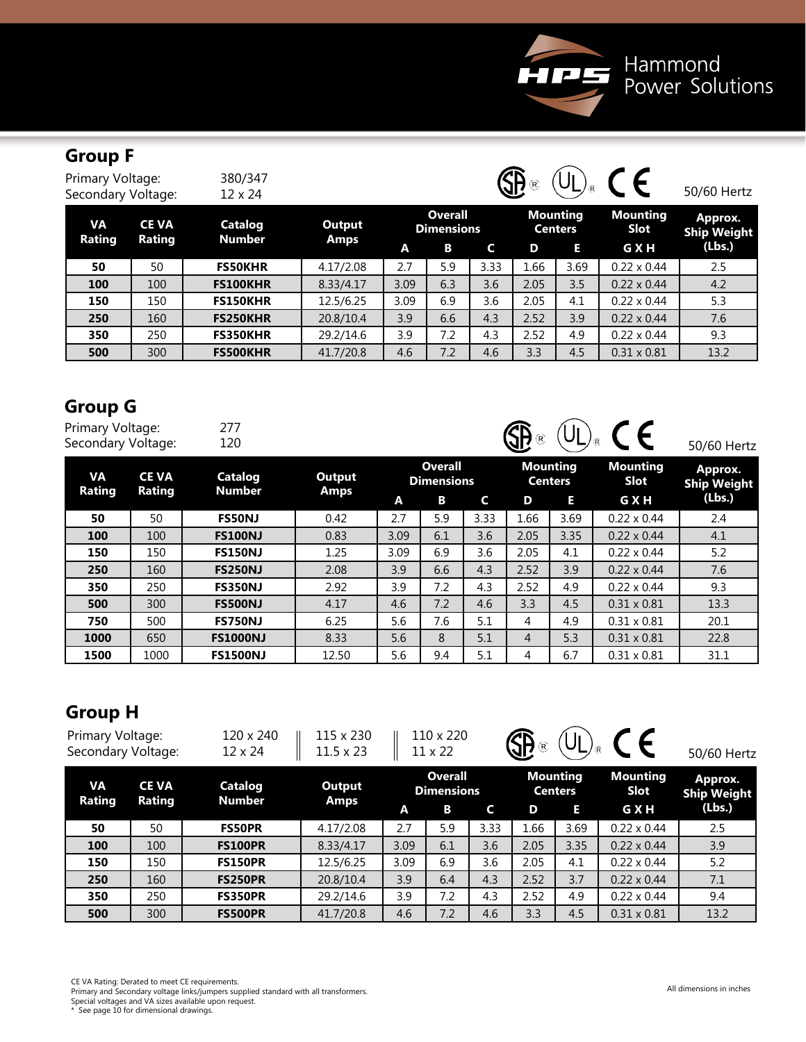## Group F

Primary Voltage: 380/347
Secondary Voltage: 12 x 24

50/60 Hertz

| VA Rating | CE VA Rating | Catalog Number | Output Amps | Overall Dimensions | | | Mounting Centers | | Mounting Slot | Approx. Ship Weight (Lbs.) |
|---|---|---|---|---|---|---|---|---|---|---|
| | | | | A | B | C | D | E | G X H | |
| **50** | 50 | **FS50KHR** | 4.17/2.08 | 2.7 | 5.9 | 3.33 | 1.66 | 3.69 | 0.22 x 0.44 | 2.5 |
| **100** | 100 | **FS100KHR** | 8.33/4.17 | 3.09 | 6.3 | 3.6 | 2.05 | 3.5 | 0.22 x 0.44 | 4.2 |
| **150** | 150 | **FS150KHR** | 12.5/6.25 | 3.09 | 6.9 | 3.6 | 2.05 | 4.1 | 0.22 x 0.44 | 5.3 |
| **250** | 160 | **FS250KHR** | 20.8/10.4 | 3.9 | 6.6 | 4.3 | 2.52 | 3.9 | 0.22 x 0.44 | 7.6 |
| **350** | 250 | **FS350KHR** | 29.2/14.6 | 3.9 | 7.2 | 4.3 | 2.52 | 4.9 | 0.22 x 0.44 | 9.3 |
| **500** | 300 | **FS500KHR** | 41.7/20.8 | 4.6 | 7.2 | 4.6 | 3.3 | 4.5 | 0.31 x 0.81 | 13.2 |

## Group G

Primary Voltage: 277
Secondary Voltage: 120

50/60 Hertz

| VA Rating | CE VA Rating | Catalog Number | Output Amps | Overall Dimensions | | | Mounting Centers | | Mounting Slot | Approx. Ship Weight (Lbs.) |
|---|---|---|---|---|---|---|---|---|---|---|
| | | | | A | B | C | D | E | G X H | |
| **50** | 50 | **FS50NJ** | 0.42 | 2.7 | 5.9 | 3.33 | 1.66 | 3.69 | 0.22 x 0.44 | 2.4 |
| **100** | 100 | **FS100NJ** | 0.83 | 3.09 | 6.1 | 3.6 | 2.05 | 3.35 | 0.22 x 0.44 | 4.1 |
| **150** | 150 | **FS150NJ** | 1.25 | 3.09 | 6.9 | 3.6 | 2.05 | 4.1 | 0.22 x 0.44 | 5.2 |
| **250** | 160 | **FS250NJ** | 2.08 | 3.9 | 6.6 | 4.3 | 2.52 | 3.9 | 0.22 x 0.44 | 7.6 |
| **350** | 250 | **FS350NJ** | 2.92 | 3.9 | 7.2 | 4.3 | 2.52 | 4.9 | 0.22 x 0.44 | 9.3 |
| **500** | 300 | **FS500NJ** | 4.17 | 4.6 | 7.2 | 4.6 | 3.3 | 4.5 | 0.31 x 0.81 | 13.3 |
| **750** | 500 | **FS750NJ** | 6.25 | 5.6 | 7.6 | 5.1 | 4 | 4.9 | 0.31 x 0.81 | 20.1 |
| **1000** | 650 | **FS1000NJ** | 8.33 | 5.6 | 8 | 5.1 | 4 | 5.3 | 0.31 x 0.81 | 22.8 |
| **1500** | 1000 | **FS1500NJ** | 12.50 | 5.6 | 9.4 | 5.1 | 4 | 6.7 | 0.31 x 0.81 | 31.1 |

## Group H

Primary Voltage: 120 x 240 ‖ 115 x 230 ‖ 110 x 220
Secondary Voltage: 12 x 24 ‖ 11.5 x 23 ‖ 11 x 22

50/60 Hertz

| VA Rating | CE VA Rating | Catalog Number | Output Amps | Overall Dimensions | | | Mounting Centers | | Mounting Slot | Approx. Ship Weight (Lbs.) |
|---|---|---|---|---|---|---|---|---|---|---|
| | | | | A | B | C | D | E | G X H | |
| **50** | 50 | **FS50PR** | 4.17/2.08 | 2.7 | 5.9 | 3.33 | 1.66 | 3.69 | 0.22 x 0.44 | 2.5 |
| **100** | 100 | **FS100PR** | 8.33/4.17 | 3.09 | 6.1 | 3.6 | 2.05 | 3.35 | 0.22 x 0.44 | 3.9 |
| **150** | 150 | **FS150PR** | 12.5/6.25 | 3.09 | 6.9 | 3.6 | 2.05 | 4.1 | 0.22 x 0.44 | 5.2 |
| **250** | 160 | **FS250PR** | 20.8/10.4 | 3.9 | 6.4 | 4.3 | 2.52 | 3.7 | 0.22 x 0.44 | 7.1 |
| **350** | 250 | **FS350PR** | 29.2/14.6 | 3.9 | 7.2 | 4.3 | 2.52 | 4.9 | 0.22 x 0.44 | 9.4 |
| **500** | 300 | **FS500PR** | 41.7/20.8 | 4.6 | 7.2 | 4.6 | 3.3 | 4.5 | 0.31 x 0.81 | 13.2 |

CE VA Rating: Derated to meet CE requirements.
Primary and Secondary voltage links/jumpers supplied standard with all transformers.
Special voltages and VA sizes available upon request.
* See page 10 for dimensional drawings.

All dimensions in inches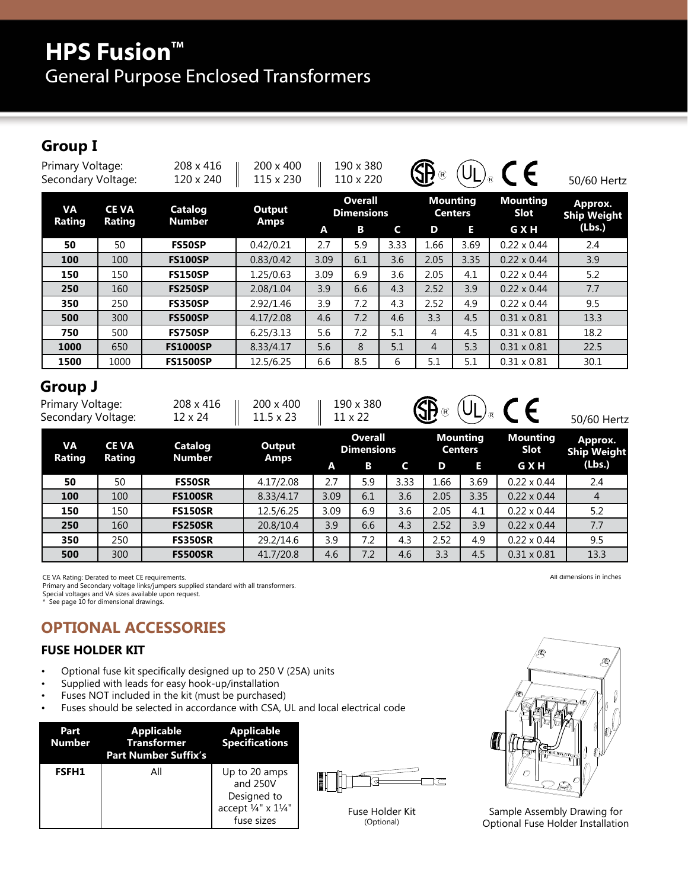# HPS Fusion™

## General Purpose Enclosed Transformers

## Group I

Primary Voltage: 208 x 416 ‖ 200 x 400 ‖ 190 x 380
Secondary Voltage: 120 x 240 ‖ 115 x 230 ‖ 110 x 220

50/60 Hertz

| VA Rating | CE VA Rating | Catalog Number | Output Amps | Overall Dimensions | | | Mounting Centers | | Mounting Slot | Approx. Ship Weight (Lbs.) |
|---|---|---|---|---|---|---|---|---|---|---|
| | | | | A | B | C | D | E | G X H | |
| **50** | 50 | **FS50SP** | 0.42/0.21 | 2.7 | 5.9 | 3.33 | 1.66 | 3.69 | 0.22 x 0.44 | 2.4 |
| **100** | 100 | **FS100SP** | 0.83/0.42 | 3.09 | 6.1 | 3.6 | 2.05 | 3.35 | 0.22 x 0.44 | 3.9 |
| **150** | 150 | **FS150SP** | 1.25/0.63 | 3.09 | 6.9 | 3.6 | 2.05 | 4.1 | 0.22 x 0.44 | 5.2 |
| **250** | 160 | **FS250SP** | 2.08/1.04 | 3.9 | 6.6 | 4.3 | 2.52 | 3.9 | 0.22 x 0.44 | 7.7 |
| **350** | 250 | **FS350SP** | 2.92/1.46 | 3.9 | 7.2 | 4.3 | 2.52 | 4.9 | 0.22 x 0.44 | 9.5 |
| **500** | 300 | **FS500SP** | 4.17/2.08 | 4.6 | 7.2 | 4.6 | 3.3 | 4.5 | 0.31 x 0.81 | 13.3 |
| **750** | 500 | **FS750SP** | 6.25/3.13 | 5.6 | 7.2 | 5.1 | 4 | 4.5 | 0.31 x 0.81 | 18.2 |
| **1000** | 650 | **FS1000SP** | 8.33/4.17 | 5.6 | 8 | 5.1 | 4 | 5.3 | 0.31 x 0.81 | 22.5 |
| **1500** | 1000 | **FS1500SP** | 12.5/6.25 | 6.6 | 8.5 | 6 | 5.1 | 5.1 | 0.31 x 0.81 | 30.1 |

## Group J

Primary Voltage: 208 x 416 ‖ 200 x 400 ‖ 190 x 380
Secondary Voltage: 12 x 24 ‖ 11.5 x 23 ‖ 11 x 22

50/60 Hertz

| VA Rating | CE VA Rating | Catalog Number | Output Amps | Overall Dimensions | | | Mounting Centers | | Mounting Slot | Approx. Ship Weight (Lbs.) |
|---|---|---|---|---|---|---|---|---|---|---|
| | | | | A | B | C | D | E | G X H | |
| **50** | 50 | **FS50SR** | 4.17/2.08 | 2.7 | 5.9 | 3.33 | 1.66 | 3.69 | 0.22 x 0.44 | 2.4 |
| **100** | 100 | **FS100SR** | 8.33/4.17 | 3.09 | 6.1 | 3.6 | 2.05 | 3.35 | 0.22 x 0.44 | 4 |
| **150** | 150 | **FS150SR** | 12.5/6.25 | 3.09 | 6.9 | 3.6 | 2.05 | 4.1 | 0.22 x 0.44 | 5.2 |
| **250** | 160 | **FS250SR** | 20.8/10.4 | 3.9 | 6.6 | 4.3 | 2.52 | 3.9 | 0.22 x 0.44 | 7.7 |
| **350** | 250 | **FS350SR** | 29.2/14.6 | 3.9 | 7.2 | 4.3 | 2.52 | 4.9 | 0.22 x 0.44 | 9.5 |
| **500** | 300 | **FS500SR** | 41.7/20.8 | 4.6 | 7.2 | 4.6 | 3.3 | 4.5 | 0.31 x 0.81 | 13.3 |

CE VA Rating: Derated to meet CE requirements.
Primary and Secondary voltage links/jumpers supplied standard with all transformers.
Special voltages and VA sizes available upon request.
* See page 10 for dimensional drawings.

All dimensions in inches

## OPTIONAL ACCESSORIES

### FUSE HOLDER KIT

- Optional fuse kit specifically designed up to 250 V (25A) units
- Supplied with leads for easy hook-up/installation
- Fuses NOT included in the kit (must be purchased)
- Fuses should be selected in accordance with CSA, UL and local electrical code

| Part Number | Applicable Transformer Part Number Suffix's | Applicable Specifications |
|---|---|---|
| **FSFH1** | All | Up to 20 amps and 250V Designed to accept ¼" x 1¼" fuse sizes |

Fuse Holder Kit (Optional)

Sample Assembly Drawing for Optional Fuse Holder Installation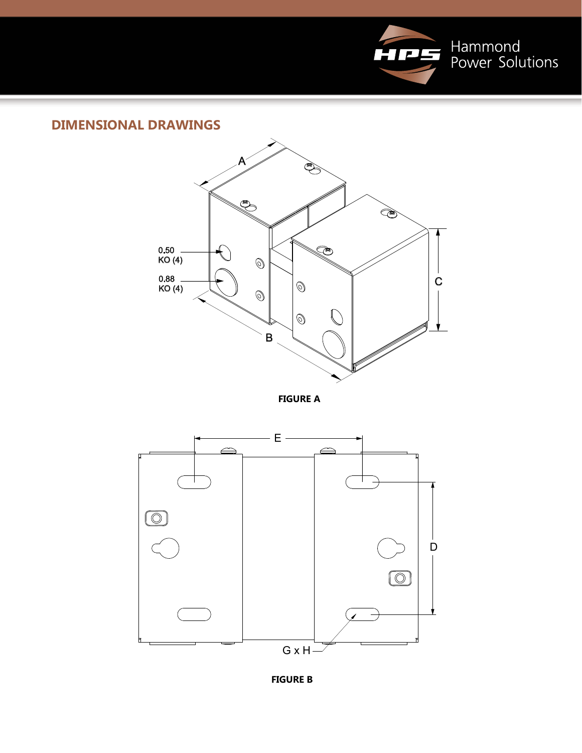## DIMENSIONAL DRAWINGS

A

0.50
KO (4)

0.88
KO (4)

B

C

**FIGURE A**

E

D

G x H

**FIGURE B**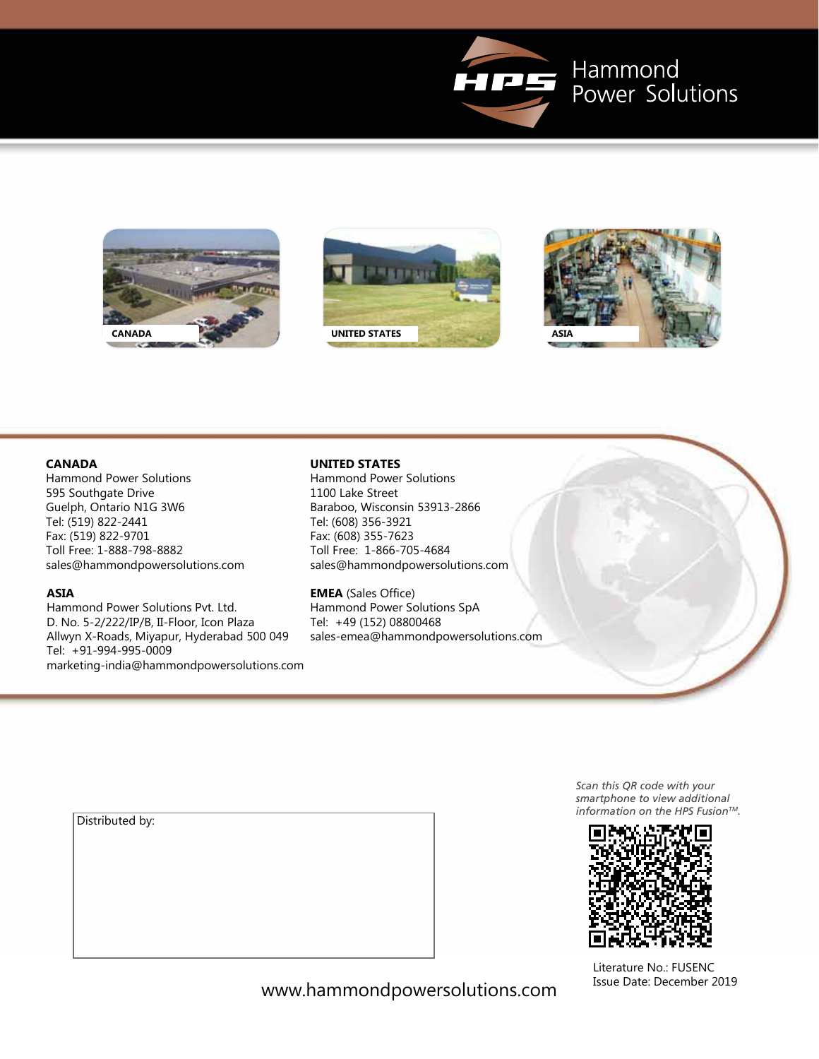Hammond Power Solutions

CANADA

UNITED STATES

ASIA

**CANADA**
Hammond Power Solutions
595 Southgate Drive
Guelph, Ontario N1G 3W6
Tel: (519) 822-2441
Fax: (519) 822-9701
Toll Free: 1-888-798-8882
sales@hammondpowersolutions.com

**UNITED STATES**
Hammond Power Solutions
1100 Lake Street
Baraboo, Wisconsin 53913-2866
Tel: (608) 356-3921
Fax: (608) 355-7623
Toll Free: 1-866-705-4684
sales@hammondpowersolutions.com

**ASIA**
Hammond Power Solutions Pvt. Ltd.
D. No. 5-2/222/IP/B, II-Floor, Icon Plaza
Allwyn X-Roads, Miyapur, Hyderabad 500 049
Tel: +91-994-995-0009
marketing-india@hammondpowersolutions.com

**EMEA** (Sales Office)
Hammond Power Solutions SpA
Tel: +49 (152) 08800468
sales-emea@hammondpowersolutions.com

Distributed by:

*Scan this QR code with your smartphone to view additional information on the HPS Fusion™.*

Literature No.: FUSENC
Issue Date: December 2019

www.hammondpowersolutions.com